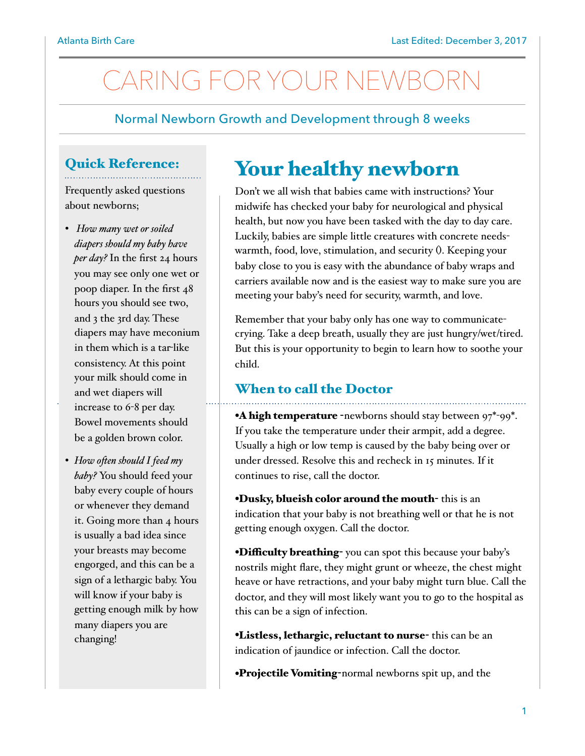# CARING FOR YOUR NEWBORN

Normal Newborn Growth and Development through 8 weeks

## Quick Reference:

Frequently asked questions about newborns;

- *How many wet or soiled diapers should my baby have per day?* In the first 24 hours you may see only one wet or poop diaper. In the first 48 hours you should see two, and 3 the 3rd day. These diapers may have meconium in them which is a tar-like consistency. At this point your milk should come in and wet diapers will increase to 6-8 per day. Bowel movements should be a golden brown color.
- *How often should I feed my baby?* You should feed your baby every couple of hours or whenever they demand it. Going more than 4 hours is usually a bad idea since your breasts may become engorged, and this can be a sign of a lethargic baby. You will know if your baby is getting enough milk by how many diapers you are changing!

## Your healthy newborn

Don't we all wish that babies came with instructions? Your midwife has checked your baby for neurological and physical health, but now you have been tasked with the day to day care. Luckily, babies are simple little creatures with concrete needs- warmth, food, love, stimulation, and security (). Keeping your baby close to you is easy with the abundance of baby wraps and carriers available now and is the easiest way to make sure you are meeting your baby's need for security, warmth, and love.

Remember that your baby only has one way to communicate- crying. Take a deep breath, usually they are just hungry/wet/tired. But this is your opportunity to begin to learn how to soothe your child.

### When to call the Doctor

•**A high temperature** -newborns should stay between 97*-99*. If you take the temperature under their armpit, add a degree. Usually a high or low temp is caused by the baby being over or under dressed. Resolve this and recheck in 15 minutes. If it continues to rise, call the doctor.

•**Dusky, blueish color around the mouth**- this is an indication that your baby is not breathing well or that he is not getting enough oxygen. Call the doctor.

•**Difficulty breathing**- you can spot this because your baby's nostrils might flare, they might grunt or wheeze, the chest might heave or have retractions, and your baby might turn blue. Call the doctor, and they will most likely want you to go to the hospital as this can be a sign of infection.

•**Listless, lethargic, reluctant to nurse**- this can be an indication of jaundice or infection. Call the doctor.

•**Projectile Vomiting**-normal newborns spit up, and the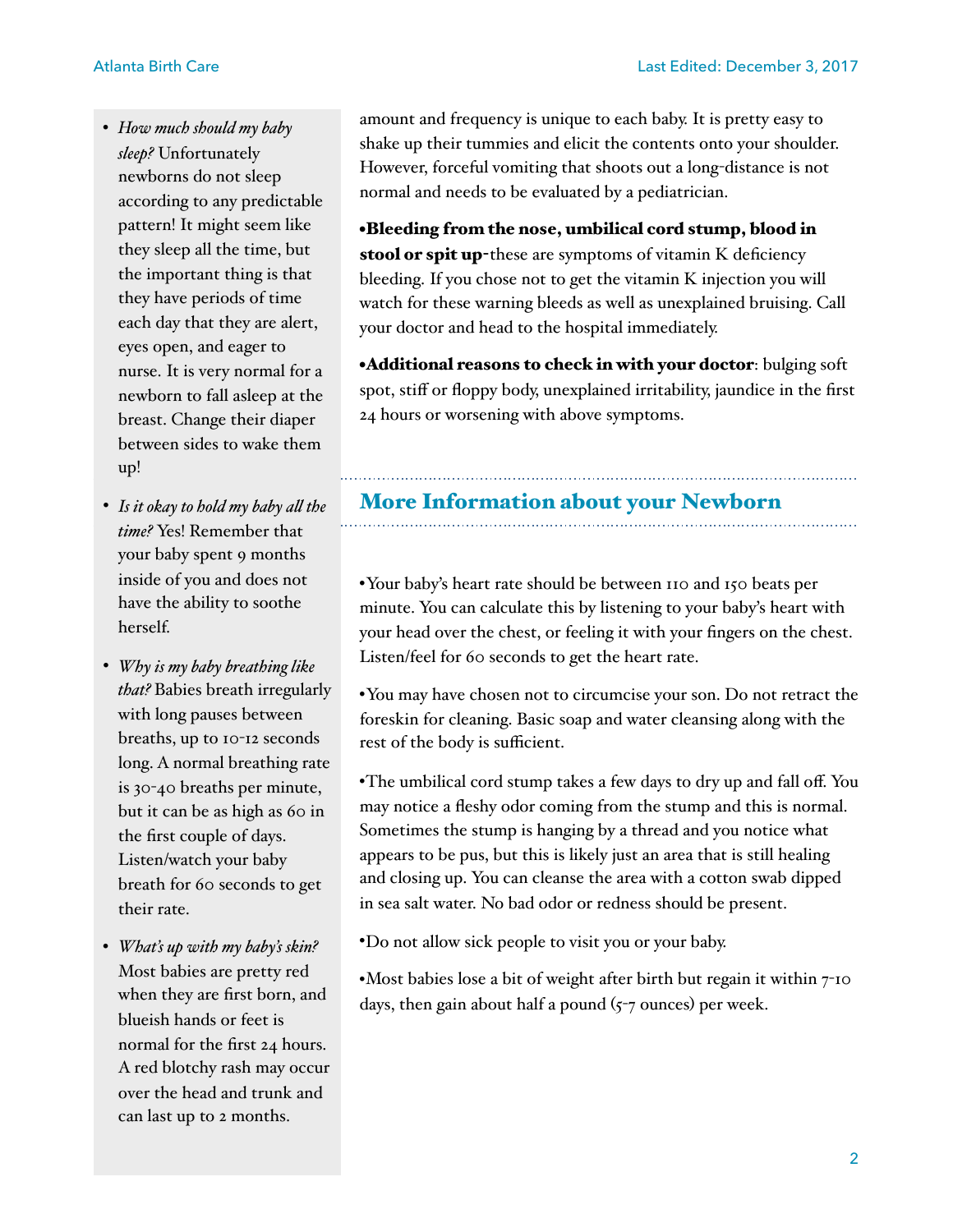- *How much should my baby sleep?* Unfortunately newborns do not sleep according to any predictable pattern! It might seem like they sleep all the time, but the important thing is that they have periods of time each day that they are alert, eyes open, and eager to nurse. It is very normal for a newborn to fall asleep at the breast. Change their diaper between sides to wake them up!

- *Is it okay to hold my baby all the time?* Yes! Remember that your baby spent 9 months inside of you and does not have the ability to soothe herself.

- *Why is my baby breathing like that?* Babies breath irregularly with long pauses between breaths, up to 10-12 seconds long. A normal breathing rate is 30-40 breaths per minute, but it can be as high as 60 in the first couple of days. Listen/watch your baby breath for 60 seconds to get their rate.

- *What's up with my baby's skin?* Most babies are pretty red when they are first born, and blueish hands or feet is normal for the first 24 hours. A red blotchy rash may occur over the head and trunk and can last up to 2 months.

amount and frequency is unique to each baby. It is pretty easy to shake up their tummies and elicit the contents onto your shoulder. However, forceful vomiting that shoots out a long-distance is not normal and needs to be evaluated by a pediatrician.

•**Bleeding from the nose, umbilical cord stump, blood in stool or spit up**-these are symptoms of vitamin K deficiency bleeding. If you chose not to get the vitamin K injection you will watch for these warning bleeds as well as unexplained bruising. Call your doctor and head to the hospital immediately.

•**Additional reasons to check in with your doctor**: bulging soft spot, stiff or floppy body, unexplained irritability, jaundice in the first 24 hours or worsening with above symptoms.

## More Information about your Newborn

•Your baby's heart rate should be between 110 and 150 beats per minute. You can calculate this by listening to your baby's heart with your head over the chest, or feeling it with your fingers on the chest. Listen/feel for 60 seconds to get the heart rate.

•You may have chosen not to circumcise your son. Do not retract the foreskin for cleaning. Basic soap and water cleansing along with the rest of the body is sufficient.

•The umbilical cord stump takes a few days to dry up and fall off. You may notice a fleshy odor coming from the stump and this is normal. Sometimes the stump is hanging by a thread and you notice what appears to be pus, but this is likely just an area that is still healing and closing up. You can cleanse the area with a cotton swab dipped in sea salt water. No bad odor or redness should be present.

•Do not allow sick people to visit you or your baby.

•Most babies lose a bit of weight after birth but regain it within 7-10 days, then gain about half a pound (5-7 ounces) per week.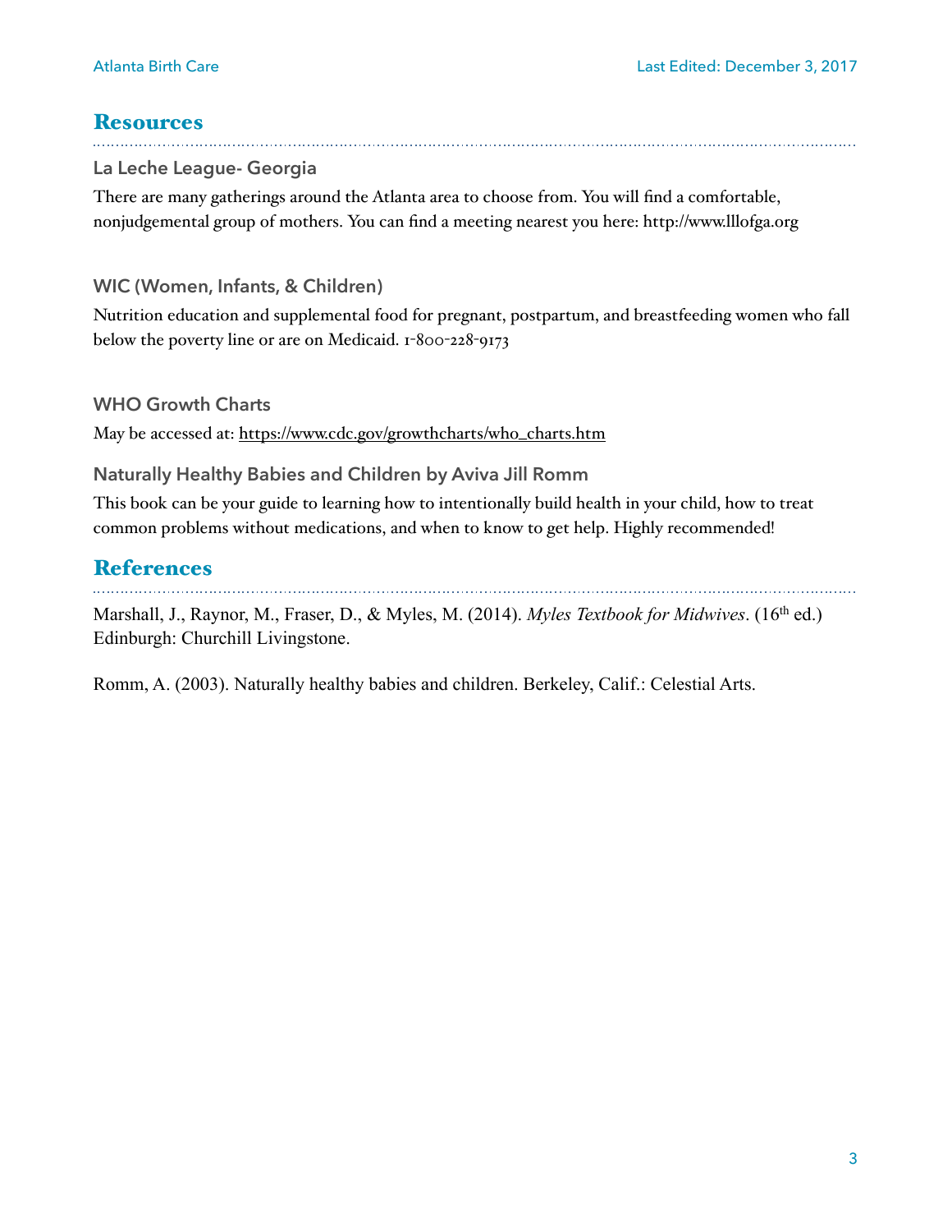## Resources

### La Leche League- Georgia

There are many gatherings around the Atlanta area to choose from. You will find a comfortable, nonjudgemental group of mothers. You can find a meeting nearest you here: http://www.lllofga.org

### WIC (Women, Infants, & Children)

Nutrition education and supplemental food for pregnant, postpartum, and breastfeeding women who fall below the poverty line or are on Medicaid. 1-800-228-9173

### WHO Growth Charts

May be accessed at: https://www.cdc.gov/growthcharts/who_charts.htm

### Naturally Healthy Babies and Children by Aviva Jill Romm

This book can be your guide to learning how to intentionally build health in your child, how to treat common problems without medications, and when to know to get help. Highly recommended!

## References

Marshall, J., Raynor, M., Fraser, D., & Myles, M. (2014). *Myles Textbook for Midwives*. (16th ed.) Edinburgh: Churchill Livingstone.

Romm, A. (2003). Naturally healthy babies and children. Berkeley, Calif.: Celestial Arts.